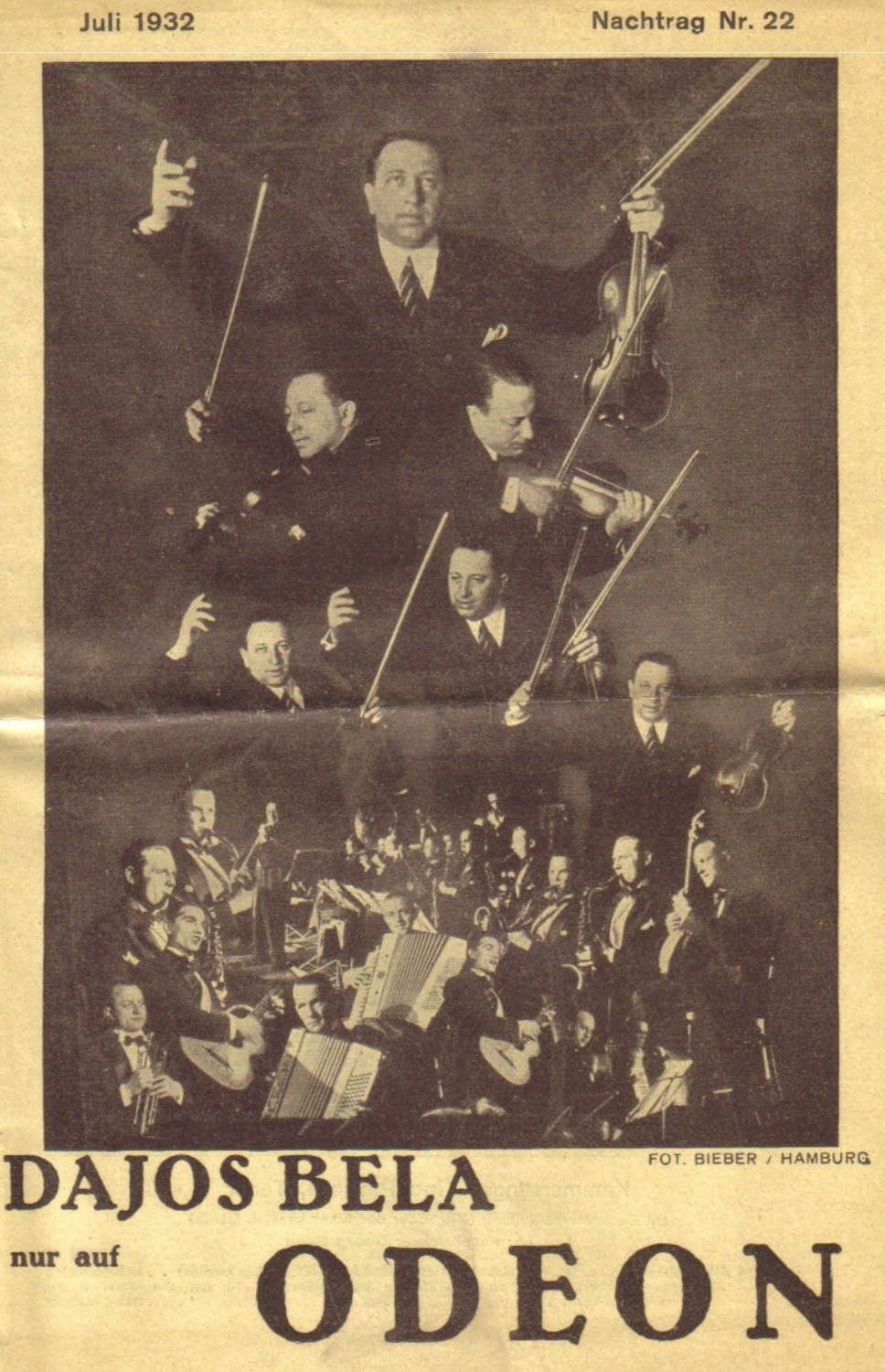Juli 1932 Nachtrag Nr. 22

FOT. BIEBER / HAMBURG

# DAJOS BELA

nur auf

# ODEON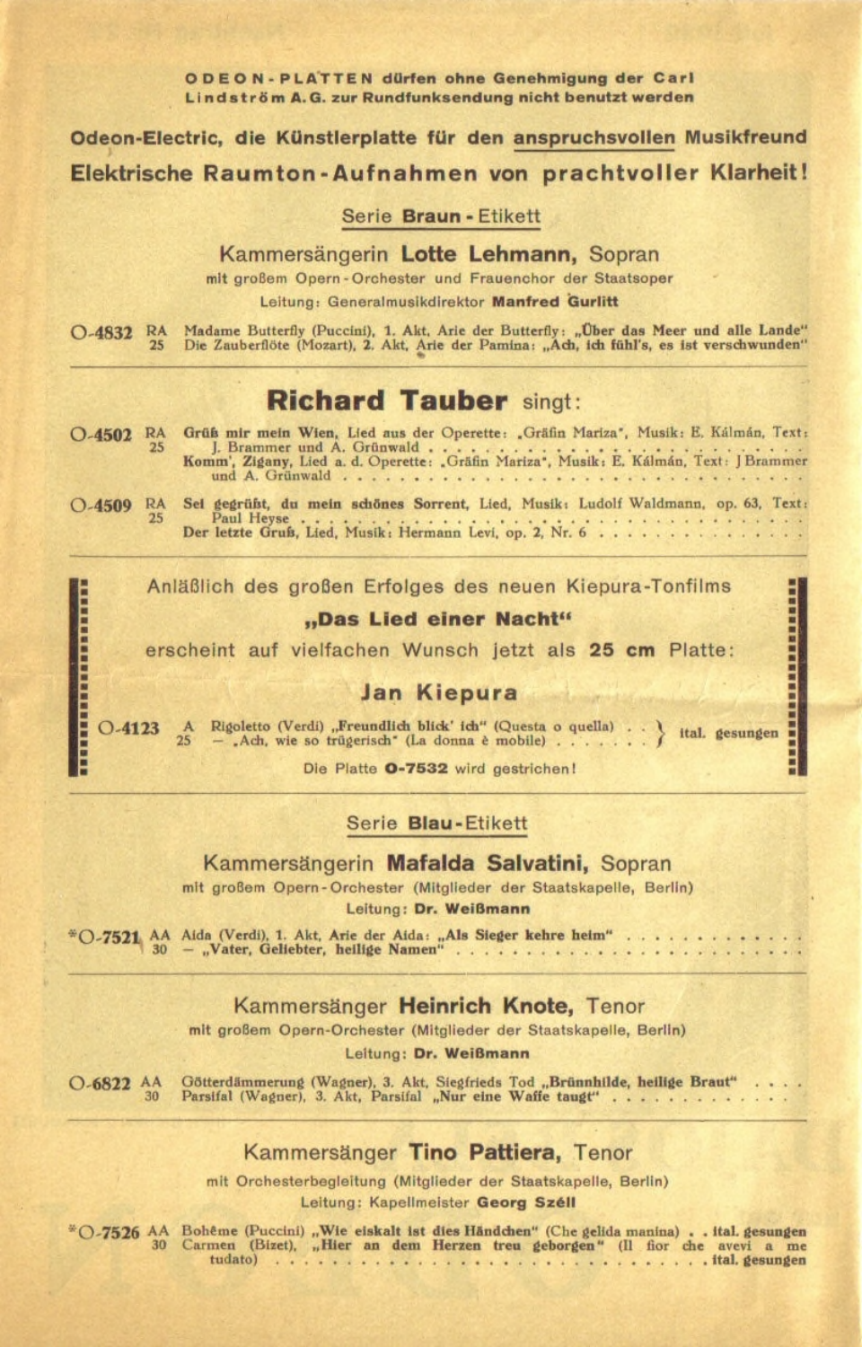**ODEON-PLATTEN dürfen ohne Genehmigung der Carl Lindström A.G. zur Rundfunksendung nicht benutzt werden**

## Odeon-Electric, die Künstlerplatte für den anspruchsvollen Musikfreund

## Elektrische Raumton-Aufnahmen von prachtvoller Klarheit!

### Serie **Braun**-Etikett

### Kammersängerin **Lotte Lehmann,** Sopran

mit großem Opern-Orchester und Frauenchor der Staatsoper

Leitung: Generalmusikdirektor **Manfred Gurlitt**

**O-4832** RA 25 — Madame Butterfly (Puccini), 1. Akt, Arie der Butterfly: „Über das Meer und alle Lande"
Die Zauberflöte (Mozart), 2. Akt, Arie der Pamina: „Ach, ich fühl's, es ist verschwunden"

---

## Richard Tauber singt:

**O-4502** RA 25 — **Grüß mir mein Wien,** Lied aus der Operette: „Gräfin Mariza", Musik: E. Kálmán, Text: J. Brammer und A. Grünwald
Komm', Zigany, Lied a. d. Operette: „Gräfin Mariza", Musik: E. Kálmán, Text: J Brammer und A. Grünwald

**O-4509** RA 25 — **Sei gegrüßt, du mein schönes Sorrent,** Lied, Musik: Ludolf Waldmann, op. 63, Text: Paul Heyse
Der letzte Gruß, Lied, Musik: Hermann Levi, op. 2, Nr. 6

---

Anläßlich des großen Erfolges des neuen Kiepura-Tonfilms

**„Das Lied einer Nacht"**

erscheint auf vielfachen Wunsch jetzt als **25 cm** Platte:

### Jan Kiepura

**O-4123** A 25 — Rigoletto (Verdi) „Freundlich blick' ich" (Questa o quella) — ital. gesungen
— „Ach, wie so trügerisch" (La donna è mobile) — ital. gesungen

Die Platte **O-7532** wird gestrichen!

---

### Serie **Blau**-Etikett

### Kammersängerin **Mafalda Salvatini,** Sopran

mit großem Opern-Orchester (Mitglieder der Staatskapelle, Berlin)

Leitung: **Dr. Weißmann**

***O-7521** AA 30 — Aida (Verdi), 1. Akt, Arie der Aida: „Als Sieger kehre heim"
— „Vater, Geliebter, heilige Namen"

---

### Kammersänger **Heinrich Knote,** Tenor

mit großem Opern-Orchester (Mitglieder der Staatskapelle, Berlin)

Leitung: **Dr. Weißmann**

**O-6822** AA 30 — Götterdämmerung (Wagner), 3. Akt, Siegfrieds Tod „Brünnhilde, heilige Braut"
Parsifal (Wagner), 3. Akt, Parsifal „Nur eine Waffe taugt"

---

### Kammersänger **Tino Pattiera,** Tenor

mit Orchesterbegleitung (Mitglieder der Staatskapelle, Berlin)

Leitung: Kapellmeister **Georg Széll**

***O-7526** AA 30 — Bohème (Puccini) „Wie eiskalt ist dies Händchen" (Che gelida manina) — ital. gesungen
Carmen (Bizet), „Hier an dem Herzen treu geborgen" (Il fior che avevi a me tudato) — ital. gesungen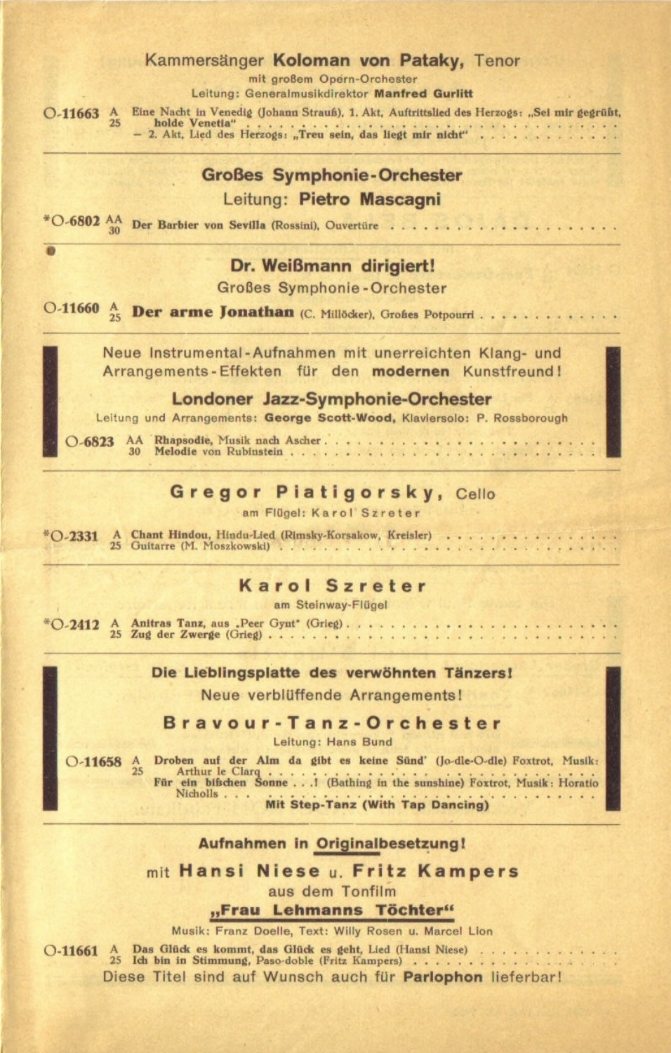## Kammersänger **Koloman von Pataky,** Tenor

mit großem Opern-Orchester

Leitung: Generalmusikdirektor **Manfred Gurlitt**

**O-11663** A 25 Eine Nacht in Venedig (Johann Strauß), 1. Akt, Auftrittslied des Herzogs: „Sei mir gegrüßt, holde Venetia" . . .
— 2. Akt, Lied des Herzogs: „Treu sein, das liegt mir nicht" . . .

---

## Großes Symphonie-Orchester

Leitung: **Pietro Mascagni**

***O-6802** AA 30 Der Barbier von Sevilla (Rossini), Ouvertüre . . .

---

## Dr. Weißmann dirigiert!

Großes Symphonie-Orchester

**O-11660** A 25 **Der arme Jonathan** (C. Millöcker), Großes Potpourri . . .

---

Neue Instrumental-Aufnahmen mit unerreichten Klang- und Arrangements-Effekten für den **modernen** Kunstfreund!

## Londoner Jazz-Symphonie-Orchester

Leitung und Arrangements: **George Scott-Wood,** Klaviersolo: P. Rossborough

**O-6823** AA 30 Rhapsodie, Musik nach Ascher . . .
Melodie von Rubinstein . . .

---

## Gregor Piatigorsky, Cello

am Flügel: Karol Szreter

***O-2331** A 25 Chant Hindou, Hindu-Lied (Rimsky-Korsakow, Kreisler) . . .
Guitarre (M. Moszkowski) . . .

---

## Karol Szreter

am Steinway-Flügel

***O-2412** A 25 Anitras Tanz, aus „Peer Gynt" (Grieg) . . .
Zug der Zwerge (Grieg) . . .

---

**Die Lieblingsplatte des verwöhnten Tänzers!**

Neue verblüffende Arrangements!

## Bravour-Tanz-Orchester

Leitung: Hans Bund

**O-11658** A 25 Droben auf der Alm da gibt es keine Sünd' (Jo-dle-O-dle) Foxtrot, Musik: Arthur le Clerq . . .
Für ein bißchen Sonne . . .! (Bathing in the sunshine) Foxtrot, Musik: Horatio Nicholls . . .
**Mit Step-Tanz (With Tap Dancing)**

---

**Aufnahmen in Originalbesetzung!**

mit **Hansi Niese** u. **Fritz Kampers**

aus dem Tonfilm

**„Frau Lehmanns Töchter"**

Musik: Franz Doelle, Text: Willy Rosen u. Marcel Lion

**O-11661** A 25 Das Glück es kommt, das Glück es geht, Lied (Hansi Niese) . . .
Ich bin in Stimmung, Paso-doble (Fritz Kampers) . . .

Diese Titel sind auf Wunsch auch für **Parlophon** lieferbar!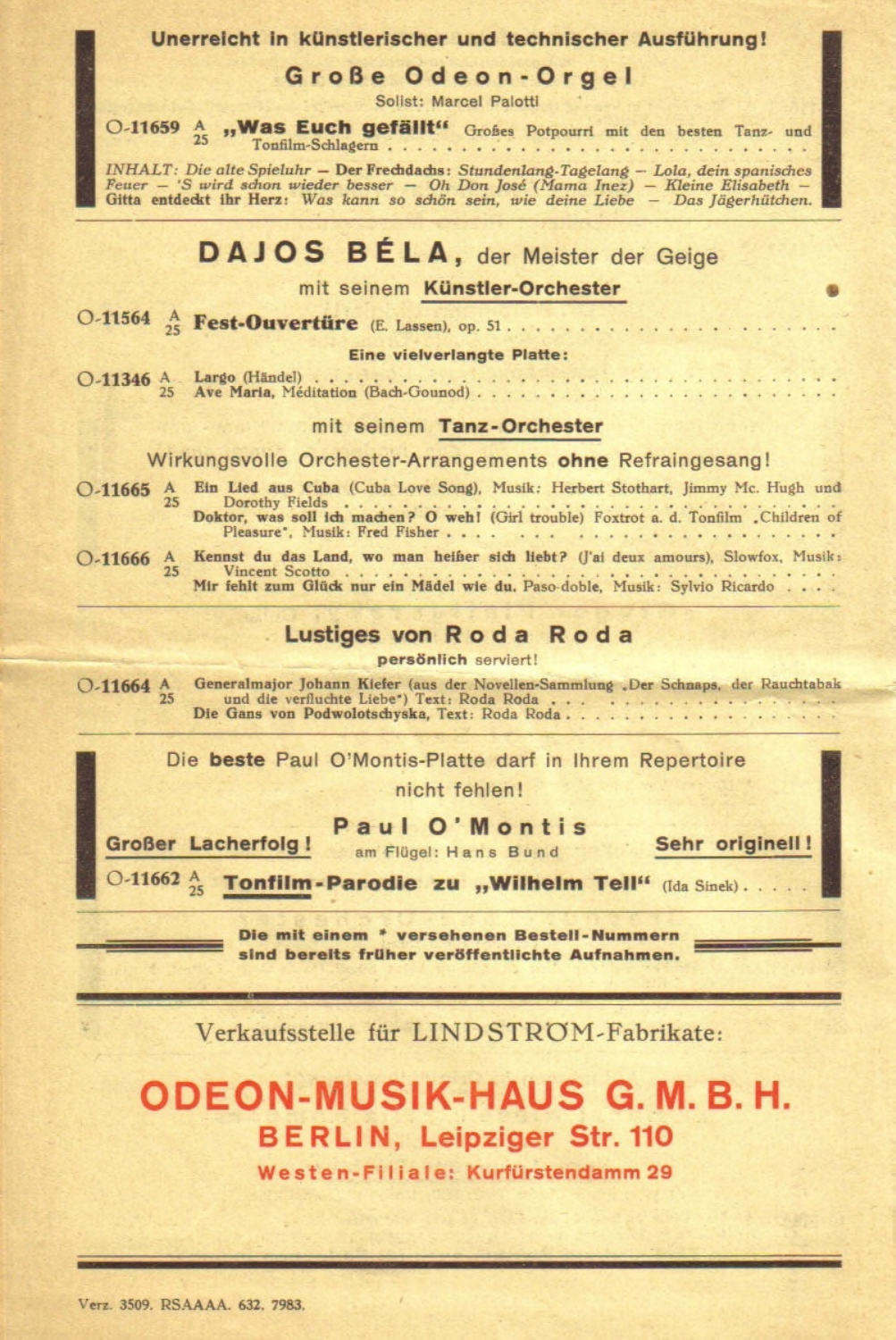**Unerreicht in künstlerischer und technischer Ausführung!**

## Große Odeon-Orgel

Solist: Marcel Palotti

O-11659 A 25 **„Was Euch gefällt"** Großes Potpourri mit den besten Tanz- und Tonfilm-Schlagern . . . . . . . . . . . . . . . . . . . .

*INHALT: Die alte Spieluhr* — **Der Frechdachs:** *Stundenlang-Tagelang — Lola, dein spanisches Feuer — 'S wird schon wieder besser — Oh Don José (Mama Inez) — Kleine Elisabeth* — **Gitta entdeckt ihr Herz:** *Was kann so schön sein, wie deine Liebe — Das Jägerhütchen.*

---

## DAJOS BÉLA, der Meister der Geige

mit seinem **Künstler-Orchester**

O-11564 A 25 **Fest-Ouvertüre** (E. Lassen), op. 51 . . . . . . . . . . . . . . . . . . . .

**Eine vielverlangte Platte:**

O-11346 A 25 Largo (Händel) . . . . . . . . . . . . . . . . . . . .
Ave Maria, Méditation (Bach-Gounod) . . . . . . . . . . . . . . . . . . . .

mit seinem **Tanz-Orchester**

Wirkungsvolle Orchester-Arrangements **ohne** Refraingesang!

O-11665 A 25 **Ein Lied aus Cuba** (Cuba Love Song), Musik: Herbert Stothart, Jimmy Mc. Hugh und Dorothy Fields . . . . . . . . . . . . . . . . . . . .
**Doktor, was soll ich machen? O weh!** (Girl trouble) Foxtrot a. d. Tonfilm „Children of Pleasure", Musik: Fred Fisher . . . . . . . . . . . . . . . . . . . .

O-11666 A 25 **Kennst du das Land, wo man heißer sich liebt?** (J'ai deux amours), Slowfox, Musik: Vincent Scotto . . . . . . . . . . . . . . . . . . . .
**Mir fehlt zum Glück nur ein Mädel wie du,** Paso doble, Musik: Sylvio Ricardo . . . .

---

## Lustiges von Roda Roda

**persönlich** serviert!

O-11664 A 25 **Generalmajor Johann Kiefer** (aus der Novellen-Sammlung „Der Schnaps, der Rauchtabak und die verfluchte Liebe") Text: Roda Roda . . . . . . . . . . . . . . . .
**Die Gans von Podwolotschyska,** Text: Roda Roda . . . . . . . . . . . . . . . . . . . .

---

Die **beste** Paul O'Montis-Platte darf in Ihrem Repertoire nicht fehlen!

## Paul O'Montis

am Flügel: Hans Bund

**Großer Lacherfolg!** **Sehr originell!**

O-11662 A 25 **Tonfilm-Parodie zu „Wilhelm Tell"** (Ida Sinek) . . . . .

---

**Die mit einem * versehenen Bestell-Nummern sind bereits früher veröffentlichte Aufnahmen.**

---

Verkaufsstelle für LINDSTRÖM-Fabrikate:

# ODEON-MUSIK-HAUS G. M. B. H.

## BERLIN, Leipziger Str. 110

**Westen-Filiale: Kurfürstendamm 29**

---

Verz. 3509. RSAAAA. 632. 7983.